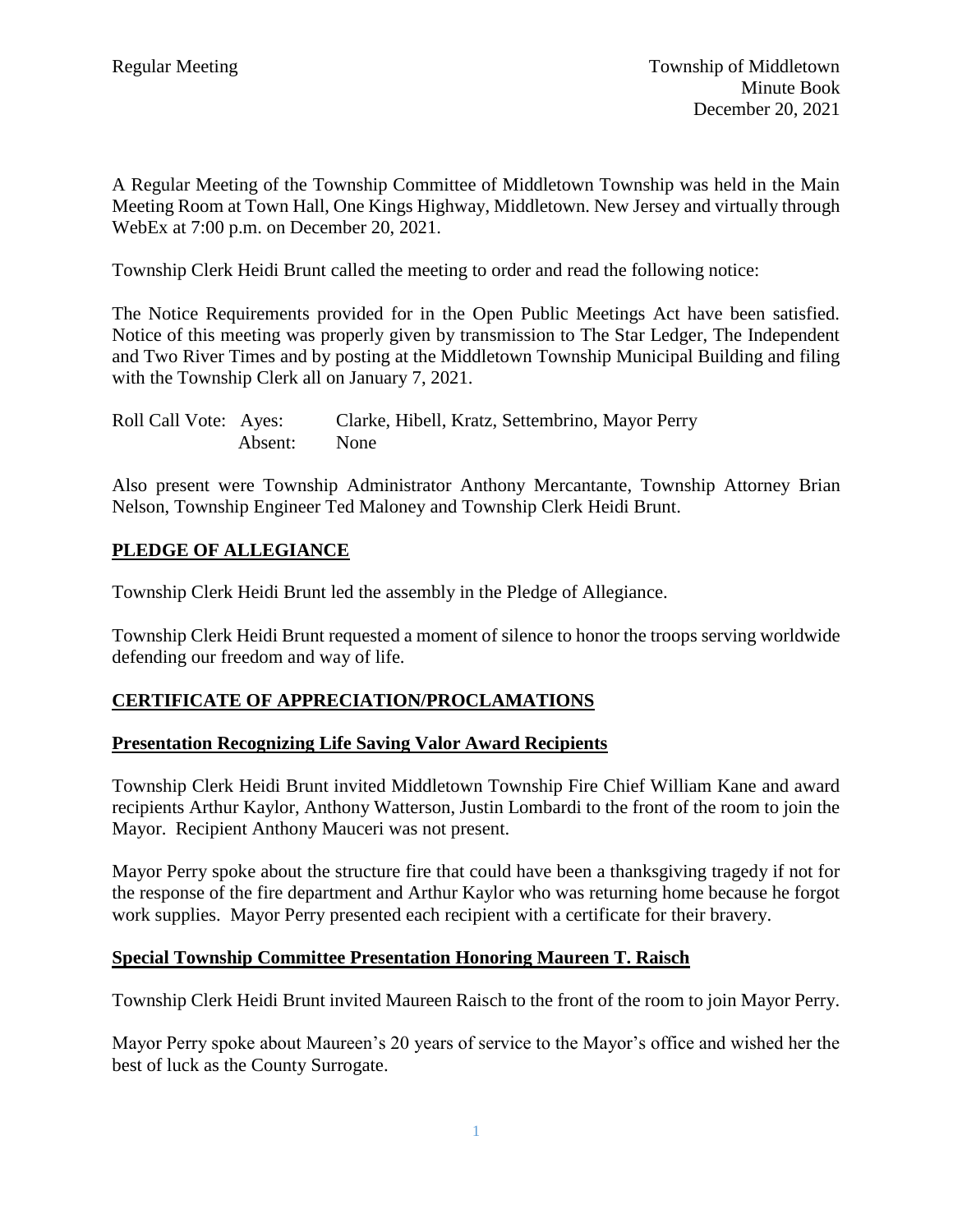Regular Meeting | Township of Middletown Minute Book | December 20, 2021

A Regular Meeting of the Township Committee of Middletown Township was held in the Main Meeting Room at Town Hall, One Kings Highway, Middletown. New Jersey and virtually through WebEx at 7:00 p.m. on December 20, 2021.

Township Clerk Heidi Brunt called the meeting to order and read the following notice:

The Notice Requirements provided for in the Open Public Meetings Act have been satisfied. Notice of this meeting was properly given by transmission to The Star Ledger, The Independent and Two River Times and by posting at the Middletown Township Municipal Building and filing with the Township Clerk all on January 7, 2021.

Roll Call Vote: Ayes: Clarke, Hibell, Kratz, Settembrino, Mayor Perry
Absent: None

Also present were Township Administrator Anthony Mercantante, Township Attorney Brian Nelson, Township Engineer Ted Maloney and Township Clerk Heidi Brunt.

## PLEDGE OF ALLEGIANCE

Township Clerk Heidi Brunt led the assembly in the Pledge of Allegiance.

Township Clerk Heidi Brunt requested a moment of silence to honor the troops serving worldwide defending our freedom and way of life.

## CERTIFICATE OF APPRECIATION/PROCLAMATIONS

### Presentation Recognizing Life Saving Valor Award Recipients

Township Clerk Heidi Brunt invited Middletown Township Fire Chief William Kane and award recipients Arthur Kaylor, Anthony Watterson, Justin Lombardi to the front of the room to join the Mayor. Recipient Anthony Mauceri was not present.

Mayor Perry spoke about the structure fire that could have been a thanksgiving tragedy if not for the response of the fire department and Arthur Kaylor who was returning home because he forgot work supplies. Mayor Perry presented each recipient with a certificate for their bravery.

### Special Township Committee Presentation Honoring Maureen T. Raisch

Township Clerk Heidi Brunt invited Maureen Raisch to the front of the room to join Mayor Perry.

Mayor Perry spoke about Maureen's 20 years of service to the Mayor's office and wished her the best of luck as the County Surrogate.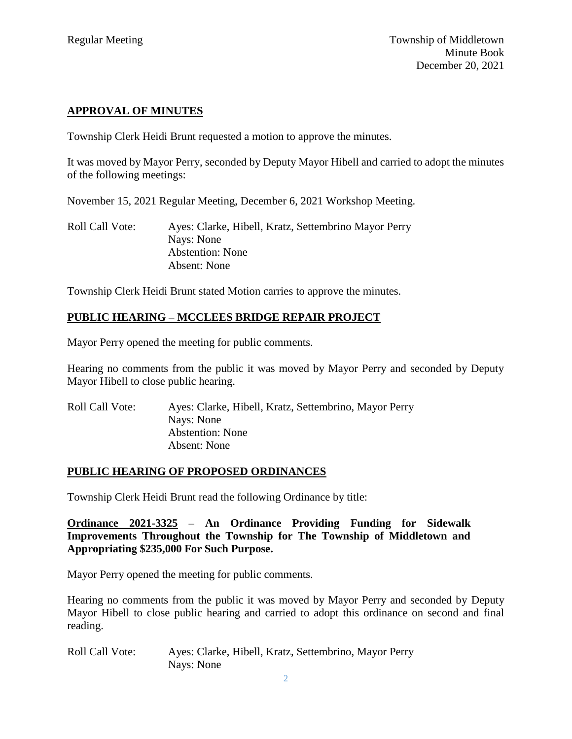## APPROVAL OF MINUTES

Township Clerk Heidi Brunt requested a motion to approve the minutes.

It was moved by Mayor Perry, seconded by Deputy Mayor Hibell and carried to adopt the minutes of the following meetings:

November 15, 2021 Regular Meeting, December 6, 2021 Workshop Meeting.

Roll Call Vote: Ayes: Clarke, Hibell, Kratz, Settembrino Mayor Perry
Nays: None
Abstention: None
Absent: None

Township Clerk Heidi Brunt stated Motion carries to approve the minutes.

## PUBLIC HEARING – MCCLEES BRIDGE REPAIR PROJECT

Mayor Perry opened the meeting for public comments.

Hearing no comments from the public it was moved by Mayor Perry and seconded by Deputy Mayor Hibell to close public hearing.

Roll Call Vote: Ayes: Clarke, Hibell, Kratz, Settembrino, Mayor Perry
Nays: None
Abstention: None
Absent: None

## PUBLIC HEARING OF PROPOSED ORDINANCES

Township Clerk Heidi Brunt read the following Ordinance by title:

**Ordinance 2021-3325 – An Ordinance Providing Funding for Sidewalk Improvements Throughout the Township for The Township of Middletown and Appropriating $235,000 For Such Purpose.**

Mayor Perry opened the meeting for public comments.

Hearing no comments from the public it was moved by Mayor Perry and seconded by Deputy Mayor Hibell to close public hearing and carried to adopt this ordinance on second and final reading.

Roll Call Vote: Ayes: Clarke, Hibell, Kratz, Settembrino, Mayor Perry
Nays: None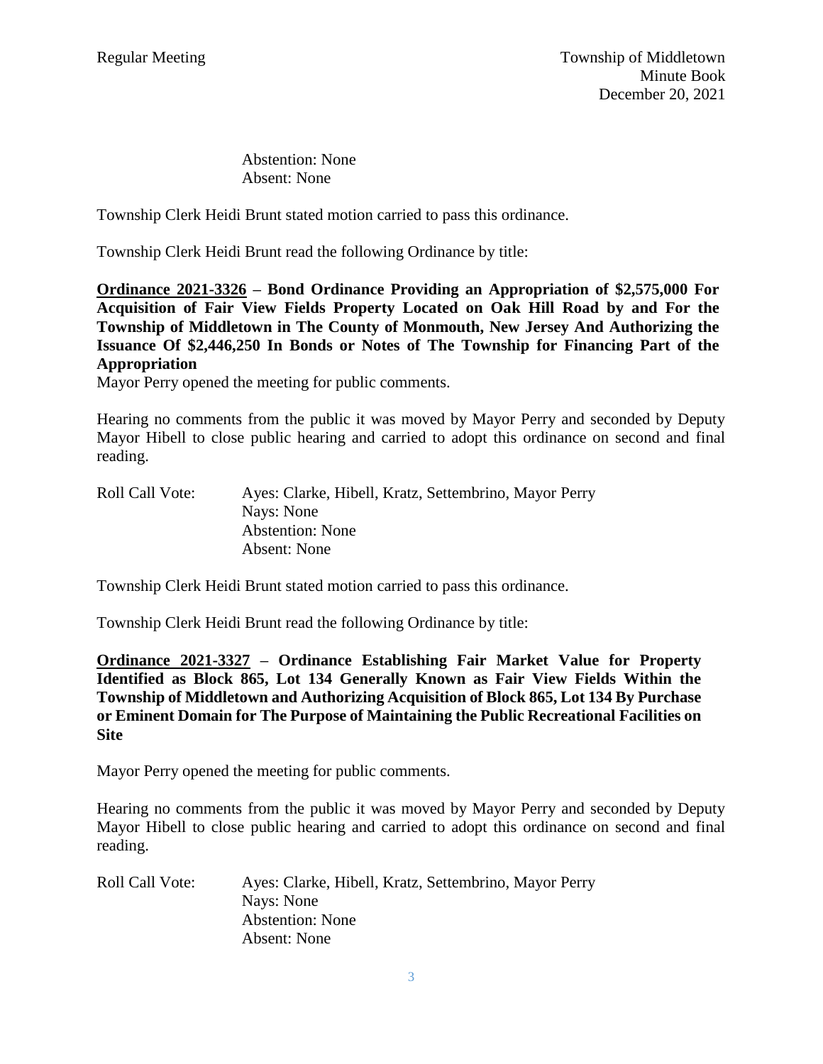Abstention: None
Absent: None

Township Clerk Heidi Brunt stated motion carried to pass this ordinance.

Township Clerk Heidi Brunt read the following Ordinance by title:

**Ordinance 2021-3326 – Bond Ordinance Providing an Appropriation of $2,575,000 For Acquisition of Fair View Fields Property Located on Oak Hill Road by and For the Township of Middletown in The County of Monmouth, New Jersey And Authorizing the Issuance Of $2,446,250 In Bonds or Notes of The Township for Financing Part of the Appropriation**

Mayor Perry opened the meeting for public comments.

Hearing no comments from the public it was moved by Mayor Perry and seconded by Deputy Mayor Hibell to close public hearing and carried to adopt this ordinance on second and final reading.

Roll Call Vote: Ayes: Clarke, Hibell, Kratz, Settembrino, Mayor Perry
Nays: None
Abstention: None
Absent: None

Township Clerk Heidi Brunt stated motion carried to pass this ordinance.

Township Clerk Heidi Brunt read the following Ordinance by title:

**Ordinance 2021-3327 – Ordinance Establishing Fair Market Value for Property Identified as Block 865, Lot 134 Generally Known as Fair View Fields Within the Township of Middletown and Authorizing Acquisition of Block 865, Lot 134 By Purchase or Eminent Domain for The Purpose of Maintaining the Public Recreational Facilities on Site**

Mayor Perry opened the meeting for public comments.

Hearing no comments from the public it was moved by Mayor Perry and seconded by Deputy Mayor Hibell to close public hearing and carried to adopt this ordinance on second and final reading.

Roll Call Vote: Ayes: Clarke, Hibell, Kratz, Settembrino, Mayor Perry
Nays: None
Abstention: None
Absent: None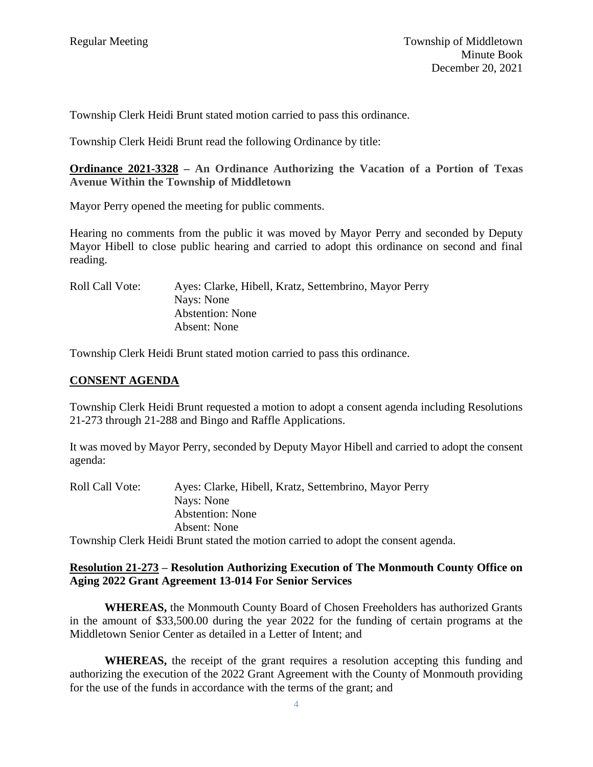Township Clerk Heidi Brunt stated motion carried to pass this ordinance.

Township Clerk Heidi Brunt read the following Ordinance by title:

**Ordinance 2021-3328 – An Ordinance Authorizing the Vacation of a Portion of Texas Avenue Within the Township of Middletown**

Mayor Perry opened the meeting for public comments.

Hearing no comments from the public it was moved by Mayor Perry and seconded by Deputy Mayor Hibell to close public hearing and carried to adopt this ordinance on second and final reading.

Roll Call Vote: Ayes: Clarke, Hibell, Kratz, Settembrino, Mayor Perry
Nays: None
Abstention: None
Absent: None

Township Clerk Heidi Brunt stated motion carried to pass this ordinance.

## CONSENT AGENDA

Township Clerk Heidi Brunt requested a motion to adopt a consent agenda including Resolutions 21-273 through 21-288 and Bingo and Raffle Applications.

It was moved by Mayor Perry, seconded by Deputy Mayor Hibell and carried to adopt the consent agenda:

Roll Call Vote: Ayes: Clarke, Hibell, Kratz, Settembrino, Mayor Perry
Nays: None
Abstention: None
Absent: None

Township Clerk Heidi Brunt stated the motion carried to adopt the consent agenda.

**Resolution 21-273 – Resolution Authorizing Execution of The Monmouth County Office on Aging 2022 Grant Agreement 13-014 For Senior Services**

**WHEREAS,** the Monmouth County Board of Chosen Freeholders has authorized Grants in the amount of $33,500.00 during the year 2022 for the funding of certain programs at the Middletown Senior Center as detailed in a Letter of Intent; and

**WHEREAS,** the receipt of the grant requires a resolution accepting this funding and authorizing the execution of the 2022 Grant Agreement with the County of Monmouth providing for the use of the funds in accordance with the terms of the grant; and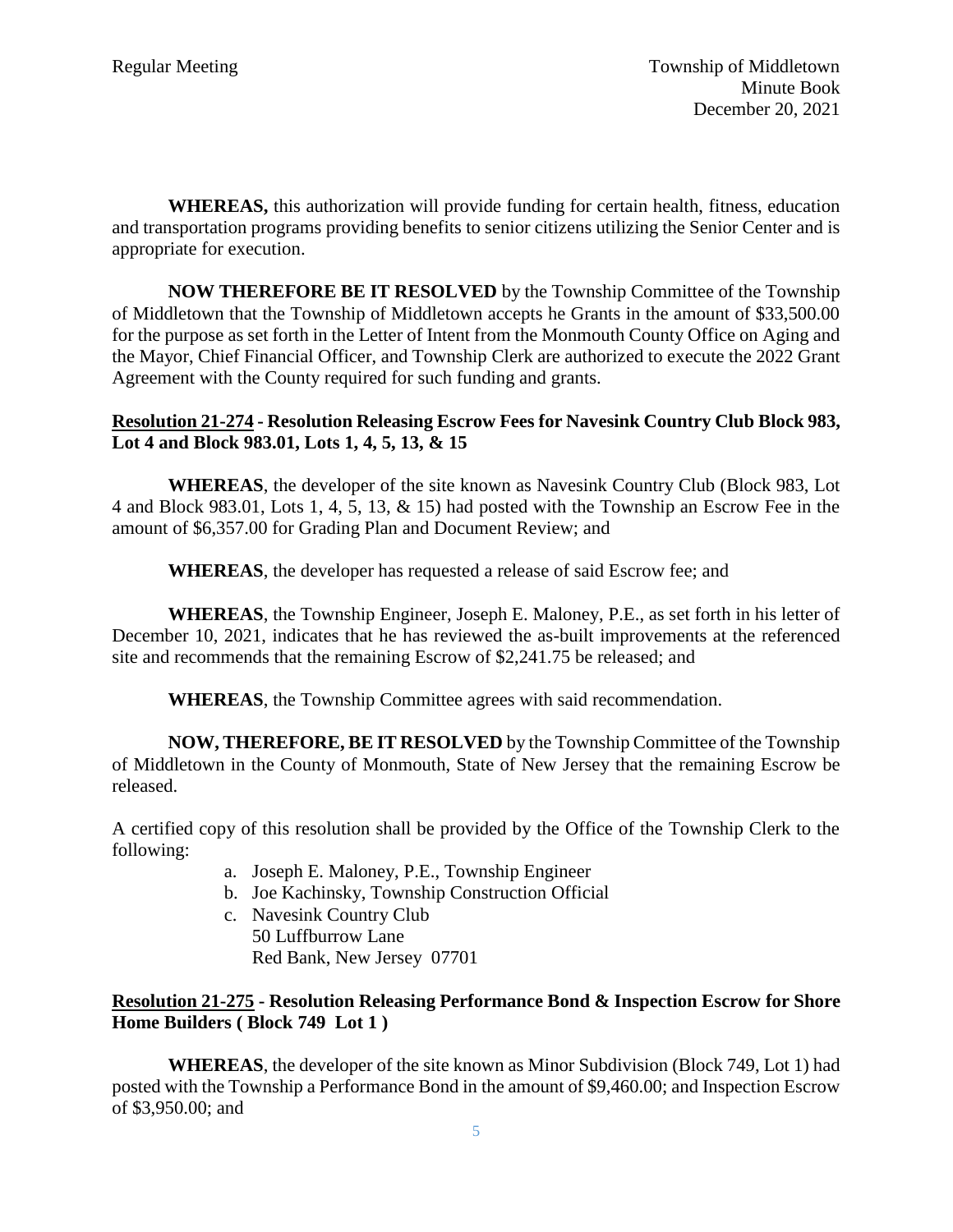**WHEREAS,** this authorization will provide funding for certain health, fitness, education and transportation programs providing benefits to senior citizens utilizing the Senior Center and is appropriate for execution.

**NOW THEREFORE BE IT RESOLVED** by the Township Committee of the Township of Middletown that the Township of Middletown accepts he Grants in the amount of $33,500.00 for the purpose as set forth in the Letter of Intent from the Monmouth County Office on Aging and the Mayor, Chief Financial Officer, and Township Clerk are authorized to execute the 2022 Grant Agreement with the County required for such funding and grants.

**Resolution 21-274 - Resolution Releasing Escrow Fees for Navesink Country Club Block 983, Lot 4 and Block 983.01, Lots 1, 4, 5, 13, & 15**

**WHEREAS**, the developer of the site known as Navesink Country Club (Block 983, Lot 4 and Block 983.01, Lots 1, 4, 5, 13, & 15) had posted with the Township an Escrow Fee in the amount of $6,357.00 for Grading Plan and Document Review; and

**WHEREAS**, the developer has requested a release of said Escrow fee; and

**WHEREAS**, the Township Engineer, Joseph E. Maloney, P.E., as set forth in his letter of December 10, 2021, indicates that he has reviewed the as-built improvements at the referenced site and recommends that the remaining Escrow of $2,241.75 be released; and

**WHEREAS**, the Township Committee agrees with said recommendation.

**NOW, THEREFORE, BE IT RESOLVED** by the Township Committee of the Township of Middletown in the County of Monmouth, State of New Jersey that the remaining Escrow be released.

A certified copy of this resolution shall be provided by the Office of the Township Clerk to the following:

a. Joseph E. Maloney, P.E., Township Engineer
b. Joe Kachinsky, Township Construction Official
c. Navesink Country Club
   50 Luffburrow Lane
   Red Bank, New Jersey 07701

**Resolution 21-275 - Resolution Releasing Performance Bond & Inspection Escrow for Shore Home Builders ( Block 749 Lot 1 )**

**WHEREAS**, the developer of the site known as Minor Subdivision (Block 749, Lot 1) had posted with the Township a Performance Bond in the amount of $9,460.00; and Inspection Escrow of $3,950.00; and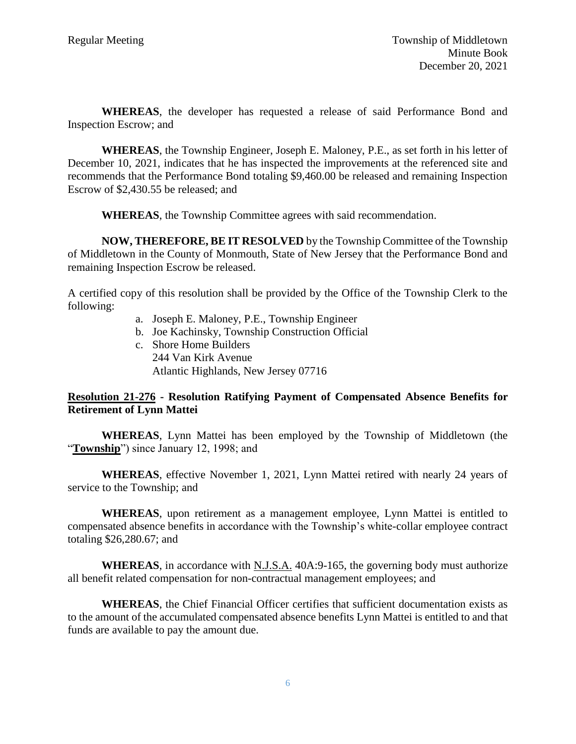**WHEREAS**, the developer has requested a release of said Performance Bond and Inspection Escrow; and

**WHEREAS**, the Township Engineer, Joseph E. Maloney, P.E., as set forth in his letter of December 10, 2021, indicates that he has inspected the improvements at the referenced site and recommends that the Performance Bond totaling $9,460.00 be released and remaining Inspection Escrow of $2,430.55 be released; and

**WHEREAS**, the Township Committee agrees with said recommendation.

**NOW, THEREFORE, BE IT RESOLVED** by the Township Committee of the Township of Middletown in the County of Monmouth, State of New Jersey that the Performance Bond and remaining Inspection Escrow be released.

A certified copy of this resolution shall be provided by the Office of the Township Clerk to the following:

a. Joseph E. Maloney, P.E., Township Engineer
b. Joe Kachinsky, Township Construction Official
c. Shore Home Builders
   244 Van Kirk Avenue
   Atlantic Highlands, New Jersey 07716

**Resolution 21-276 - Resolution Ratifying Payment of Compensated Absence Benefits for Retirement of Lynn Mattei**

**WHEREAS**, Lynn Mattei has been employed by the Township of Middletown (the "**Township**") since January 12, 1998; and

**WHEREAS**, effective November 1, 2021, Lynn Mattei retired with nearly 24 years of service to the Township; and

**WHEREAS**, upon retirement as a management employee, Lynn Mattei is entitled to compensated absence benefits in accordance with the Township's white-collar employee contract totaling $26,280.67; and

**WHEREAS**, in accordance with N.J.S.A. 40A:9-165, the governing body must authorize all benefit related compensation for non-contractual management employees; and

**WHEREAS**, the Chief Financial Officer certifies that sufficient documentation exists as to the amount of the accumulated compensated absence benefits Lynn Mattei is entitled to and that funds are available to pay the amount due.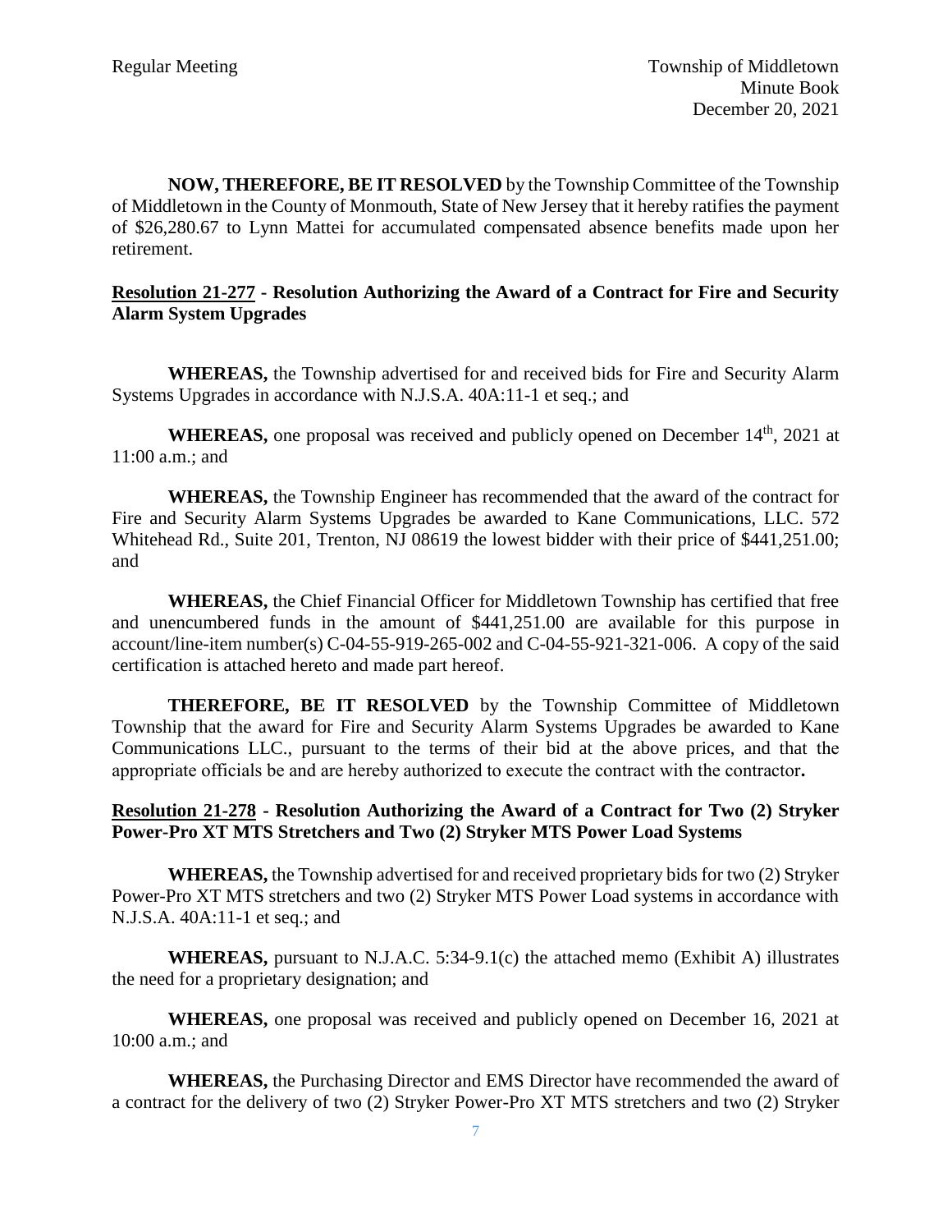**NOW, THEREFORE, BE IT RESOLVED** by the Township Committee of the Township of Middletown in the County of Monmouth, State of New Jersey that it hereby ratifies the payment of $26,280.67 to Lynn Mattei for accumulated compensated absence benefits made upon her retirement.

**Resolution 21-277 - Resolution Authorizing the Award of a Contract for Fire and Security Alarm System Upgrades**

**WHEREAS,** the Township advertised for and received bids for Fire and Security Alarm Systems Upgrades in accordance with N.J.S.A. 40A:11-1 et seq.; and

**WHEREAS,** one proposal was received and publicly opened on December 14th, 2021 at 11:00 a.m.; and

**WHEREAS,** the Township Engineer has recommended that the award of the contract for Fire and Security Alarm Systems Upgrades be awarded to Kane Communications, LLC. 572 Whitehead Rd., Suite 201, Trenton, NJ 08619 the lowest bidder with their price of $441,251.00; and

**WHEREAS,** the Chief Financial Officer for Middletown Township has certified that free and unencumbered funds in the amount of $441,251.00 are available for this purpose in account/line-item number(s) C-04-55-919-265-002 and C-04-55-921-321-006. A copy of the said certification is attached hereto and made part hereof.

**THEREFORE, BE IT RESOLVED** by the Township Committee of Middletown Township that the award for Fire and Security Alarm Systems Upgrades be awarded to Kane Communications LLC., pursuant to the terms of their bid at the above prices, and that the appropriate officials be and are hereby authorized to execute the contract with the contractor**.**

**Resolution 21-278 - Resolution Authorizing the Award of a Contract for Two (2) Stryker Power-Pro XT MTS Stretchers and Two (2) Stryker MTS Power Load Systems**

**WHEREAS,** the Township advertised for and received proprietary bids for two (2) Stryker Power-Pro XT MTS stretchers and two (2) Stryker MTS Power Load systems in accordance with N.J.S.A. 40A:11-1 et seq.; and

**WHEREAS,** pursuant to N.J.A.C. 5:34-9.1(c) the attached memo (Exhibit A) illustrates the need for a proprietary designation; and

**WHEREAS,** one proposal was received and publicly opened on December 16, 2021 at 10:00 a.m.; and

**WHEREAS,** the Purchasing Director and EMS Director have recommended the award of a contract for the delivery of two (2) Stryker Power-Pro XT MTS stretchers and two (2) Stryker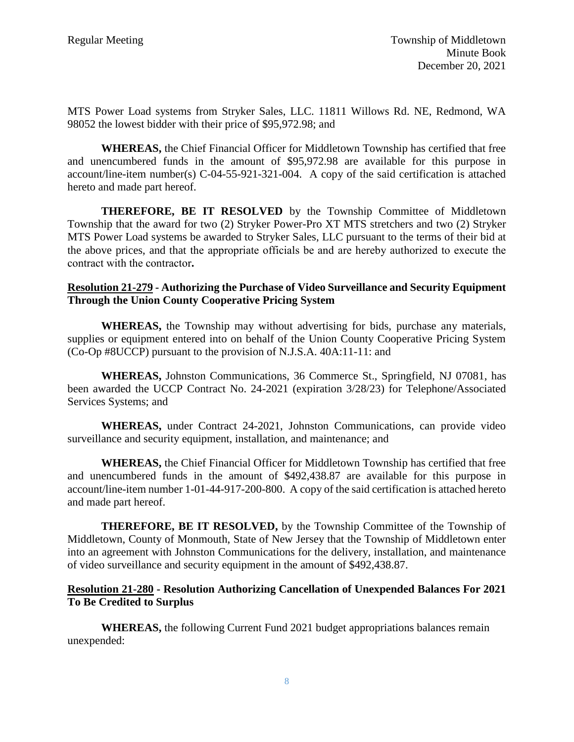MTS Power Load systems from Stryker Sales, LLC. 11811 Willows Rd. NE, Redmond, WA 98052 the lowest bidder with their price of $95,972.98; and

**WHEREAS,** the Chief Financial Officer for Middletown Township has certified that free and unencumbered funds in the amount of $95,972.98 are available for this purpose in account/line-item number(s) C-04-55-921-321-004. A copy of the said certification is attached hereto and made part hereof.

**THEREFORE, BE IT RESOLVED** by the Township Committee of Middletown Township that the award for two (2) Stryker Power-Pro XT MTS stretchers and two (2) Stryker MTS Power Load systems be awarded to Stryker Sales, LLC pursuant to the terms of their bid at the above prices, and that the appropriate officials be and are hereby authorized to execute the contract with the contractor**.**

**Resolution 21-279 - Authorizing the Purchase of Video Surveillance and Security Equipment Through the Union County Cooperative Pricing System**

**WHEREAS,** the Township may without advertising for bids, purchase any materials, supplies or equipment entered into on behalf of the Union County Cooperative Pricing System (Co-Op #8UCCP) pursuant to the provision of N.J.S.A. 40A:11-11: and

**WHEREAS,** Johnston Communications, 36 Commerce St., Springfield, NJ 07081, has been awarded the UCCP Contract No. 24-2021 (expiration 3/28/23) for Telephone/Associated Services Systems; and

**WHEREAS,** under Contract 24-2021, Johnston Communications, can provide video surveillance and security equipment, installation, and maintenance; and

**WHEREAS,** the Chief Financial Officer for Middletown Township has certified that free and unencumbered funds in the amount of $492,438.87 are available for this purpose in account/line-item number 1-01-44-917-200-800. A copy of the said certification is attached hereto and made part hereof.

**THEREFORE, BE IT RESOLVED,** by the Township Committee of the Township of Middletown, County of Monmouth, State of New Jersey that the Township of Middletown enter into an agreement with Johnston Communications for the delivery, installation, and maintenance of video surveillance and security equipment in the amount of $492,438.87.

**Resolution 21-280 - Resolution Authorizing Cancellation of Unexpended Balances For 2021 To Be Credited to Surplus**

**WHEREAS,** the following Current Fund 2021 budget appropriations balances remain unexpended: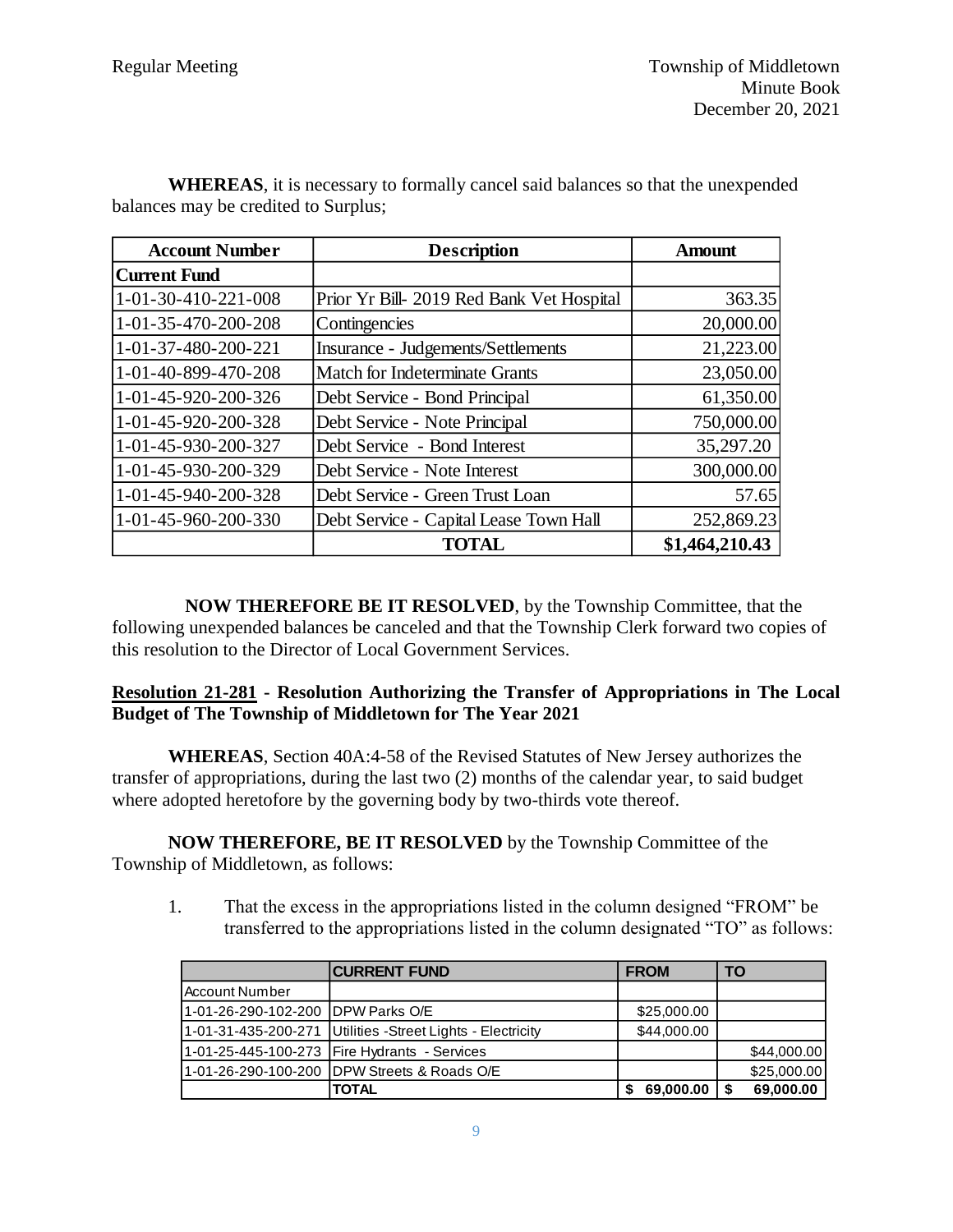**WHEREAS**, it is necessary to formally cancel said balances so that the unexpended balances may be credited to Surplus;

| Account Number | Description | Amount |
|---|---|---|
| **Current Fund** | | |
| 1-01-30-410-221-008 | Prior Yr Bill- 2019 Red Bank Vet Hospital | 363.35 |
| 1-01-35-470-200-208 | Contingencies | 20,000.00 |
| 1-01-37-480-200-221 | Insurance - Judgements/Settlements | 21,223.00 |
| 1-01-40-899-470-208 | Match for Indeterminate Grants | 23,050.00 |
| 1-01-45-920-200-326 | Debt Service - Bond Principal | 61,350.00 |
| 1-01-45-920-200-328 | Debt Service - Note Principal | 750,000.00 |
| 1-01-45-930-200-327 | Debt Service - Bond Interest | 35,297.20 |
| 1-01-45-930-200-329 | Debt Service - Note Interest | 300,000.00 |
| 1-01-45-940-200-328 | Debt Service - Green Trust Loan | 57.65 |
| 1-01-45-960-200-330 | Debt Service - Capital Lease Town Hall | 252,869.23 |
| | **TOTAL** | **$1,464,210.43** |

**NOW THEREFORE BE IT RESOLVED**, by the Township Committee, that the following unexpended balances be canceled and that the Township Clerk forward two copies of this resolution to the Director of Local Government Services.

**Resolution 21-281 - Resolution Authorizing the Transfer of Appropriations in The Local Budget of The Township of Middletown for The Year 2021**

**WHEREAS**, Section 40A:4-58 of the Revised Statutes of New Jersey authorizes the transfer of appropriations, during the last two (2) months of the calendar year, to said budget where adopted heretofore by the governing body by two-thirds vote thereof.

**NOW THEREFORE, BE IT RESOLVED** by the Township Committee of the Township of Middletown, as follows:

1. That the excess in the appropriations listed in the column designed "FROM" be transferred to the appropriations listed in the column designated "TO" as follows:

| | **CURRENT FUND** | **FROM** | **TO** |
|---|---|---|---|
| Account Number | | | |
| 1-01-26-290-102-200 | DPW Parks O/E | $25,000.00 | |
| 1-01-31-435-200-271 | Utilities -Street Lights - Electricity | $44,000.00 | |
| 1-01-25-445-100-273 | Fire Hydrants - Services | | $44,000.00 |
| 1-01-26-290-100-200 | DPW Streets & Roads O/E | | $25,000.00 |
| | **TOTAL** | **$ 69,000.00** | **$ 69,000.00** |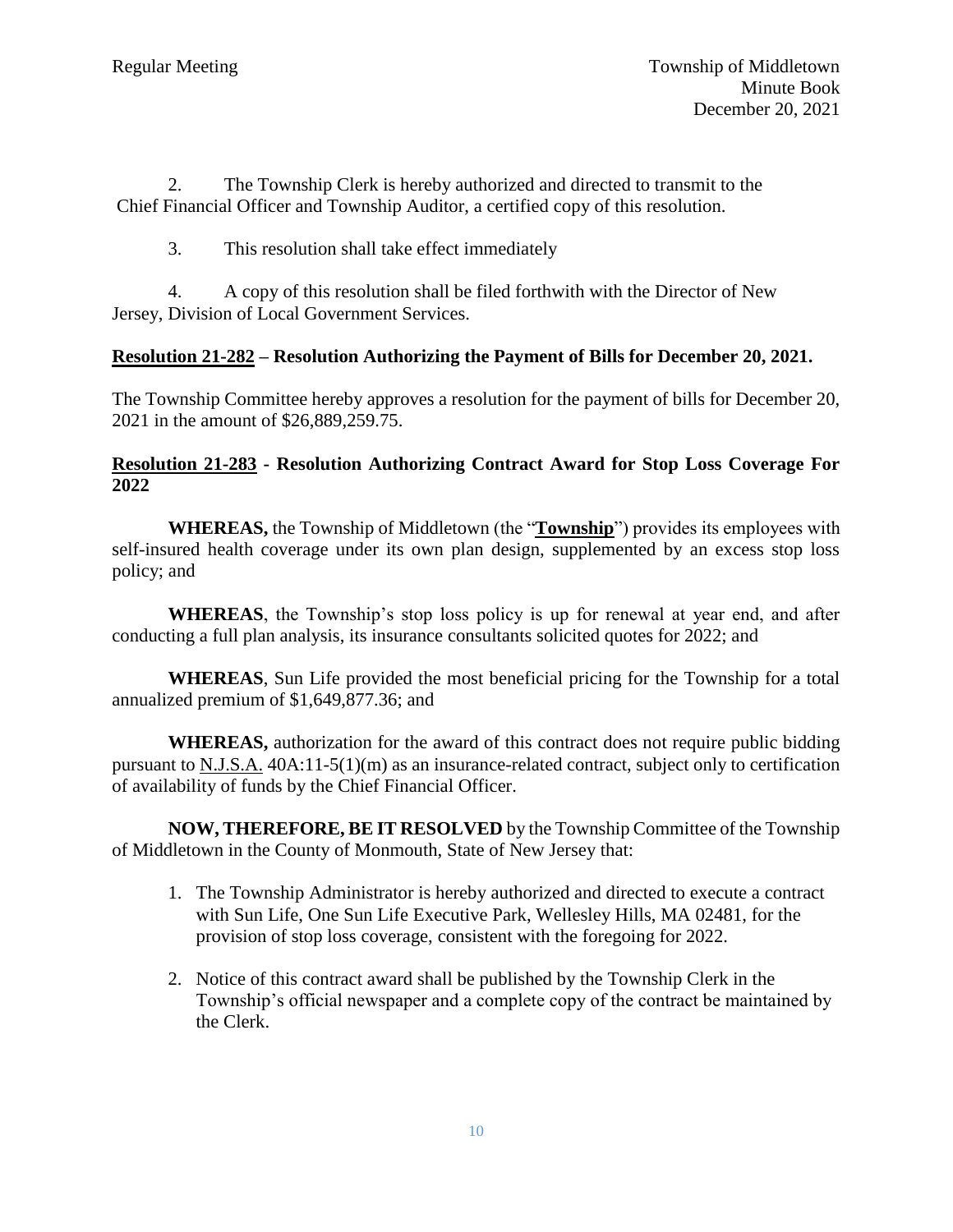2. The Township Clerk is hereby authorized and directed to transmit to the Chief Financial Officer and Township Auditor, a certified copy of this resolution.

3. This resolution shall take effect immediately

4. A copy of this resolution shall be filed forthwith with the Director of New Jersey, Division of Local Government Services.

**Resolution 21-282 – Resolution Authorizing the Payment of Bills for December 20, 2021.**

The Township Committee hereby approves a resolution for the payment of bills for December 20, 2021 in the amount of $26,889,259.75.

**Resolution 21-283 - Resolution Authorizing Contract Award for Stop Loss Coverage For 2022**

**WHEREAS,** the Township of Middletown (the "**Township**") provides its employees with self-insured health coverage under its own plan design, supplemented by an excess stop loss policy; and

**WHEREAS**, the Township's stop loss policy is up for renewal at year end, and after conducting a full plan analysis, its insurance consultants solicited quotes for 2022; and

**WHEREAS**, Sun Life provided the most beneficial pricing for the Township for a total annualized premium of $1,649,877.36; and

**WHEREAS,** authorization for the award of this contract does not require public bidding pursuant to N.J.S.A. 40A:11-5(1)(m) as an insurance-related contract, subject only to certification of availability of funds by the Chief Financial Officer.

**NOW, THEREFORE, BE IT RESOLVED** by the Township Committee of the Township of Middletown in the County of Monmouth, State of New Jersey that:

1. The Township Administrator is hereby authorized and directed to execute a contract with Sun Life, One Sun Life Executive Park, Wellesley Hills, MA 02481, for the provision of stop loss coverage, consistent with the foregoing for 2022.

2. Notice of this contract award shall be published by the Township Clerk in the Township's official newspaper and a complete copy of the contract be maintained by the Clerk.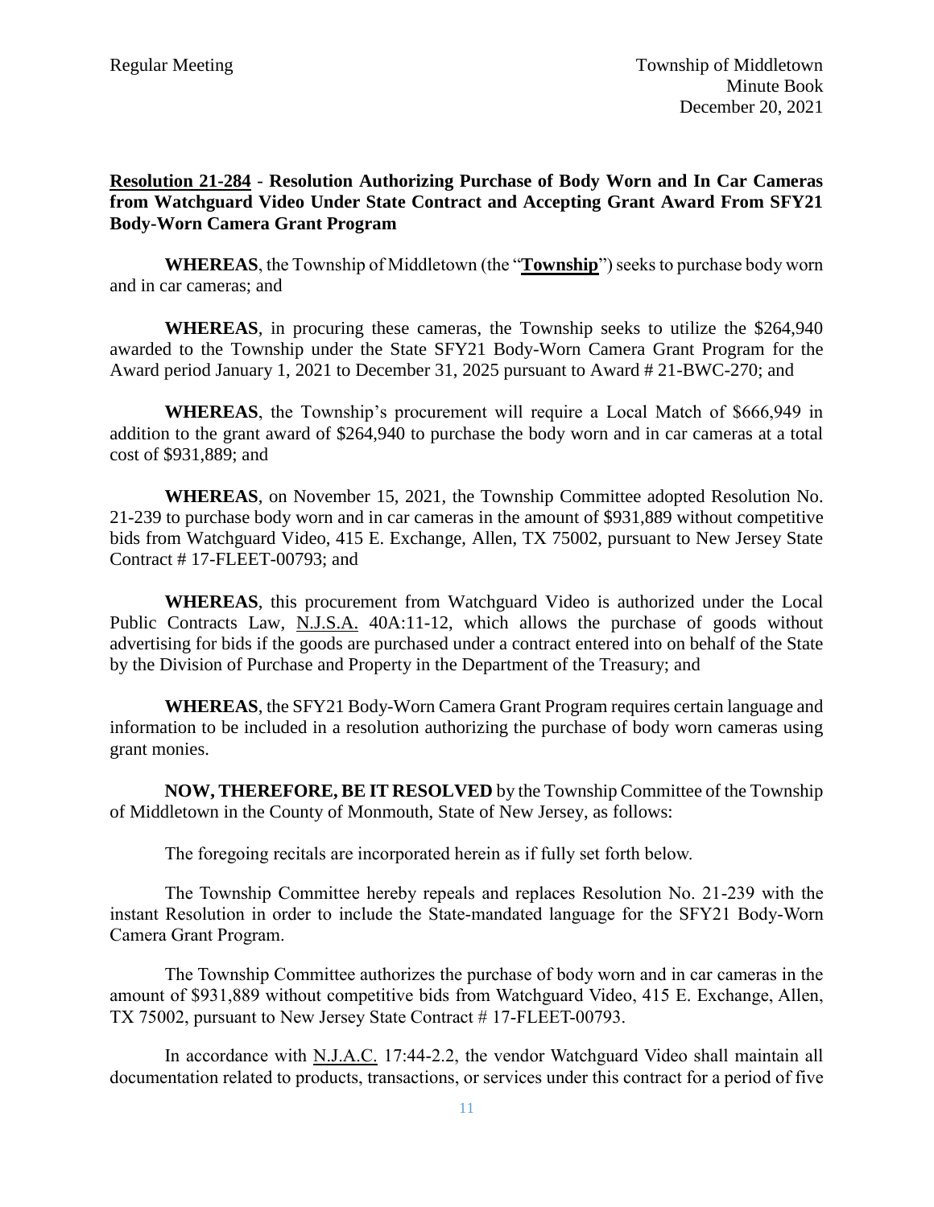**<u>Resolution 21-284</u> - Resolution Authorizing Purchase of Body Worn and In Car Cameras from Watchguard Video Under State Contract and Accepting Grant Award From SFY21 Body-Worn Camera Grant Program**

**WHEREAS**, the Township of Middletown (the "**<u>Township</u>**") seeks to purchase body worn and in car cameras; and

**WHEREAS**, in procuring these cameras, the Township seeks to utilize the $264,940 awarded to the Township under the State SFY21 Body-Worn Camera Grant Program for the Award period January 1, 2021 to December 31, 2025 pursuant to Award # 21-BWC-270; and

**WHEREAS**, the Township's procurement will require a Local Match of $666,949 in addition to the grant award of $264,940 to purchase the body worn and in car cameras at a total cost of $931,889; and

**WHEREAS**, on November 15, 2021, the Township Committee adopted Resolution No. 21-239 to purchase body worn and in car cameras in the amount of $931,889 without competitive bids from Watchguard Video, 415 E. Exchange, Allen, TX 75002, pursuant to New Jersey State Contract # 17-FLEET-00793; and

**WHEREAS**, this procurement from Watchguard Video is authorized under the Local Public Contracts Law, <u>N.J.S.A.</u> 40A:11-12, which allows the purchase of goods without advertising for bids if the goods are purchased under a contract entered into on behalf of the State by the Division of Purchase and Property in the Department of the Treasury; and

**WHEREAS**, the SFY21 Body-Worn Camera Grant Program requires certain language and information to be included in a resolution authorizing the purchase of body worn cameras using grant monies.

**NOW, THEREFORE, BE IT RESOLVED** by the Township Committee of the Township of Middletown in the County of Monmouth, State of New Jersey, as follows:

The foregoing recitals are incorporated herein as if fully set forth below.

The Township Committee hereby repeals and replaces Resolution No. 21-239 with the instant Resolution in order to include the State-mandated language for the SFY21 Body-Worn Camera Grant Program.

The Township Committee authorizes the purchase of body worn and in car cameras in the amount of $931,889 without competitive bids from Watchguard Video, 415 E. Exchange, Allen, TX 75002, pursuant to New Jersey State Contract # 17-FLEET-00793.

In accordance with <u>N.J.A.C.</u> 17:44-2.2, the vendor Watchguard Video shall maintain all documentation related to products, transactions, or services under this contract for a period of five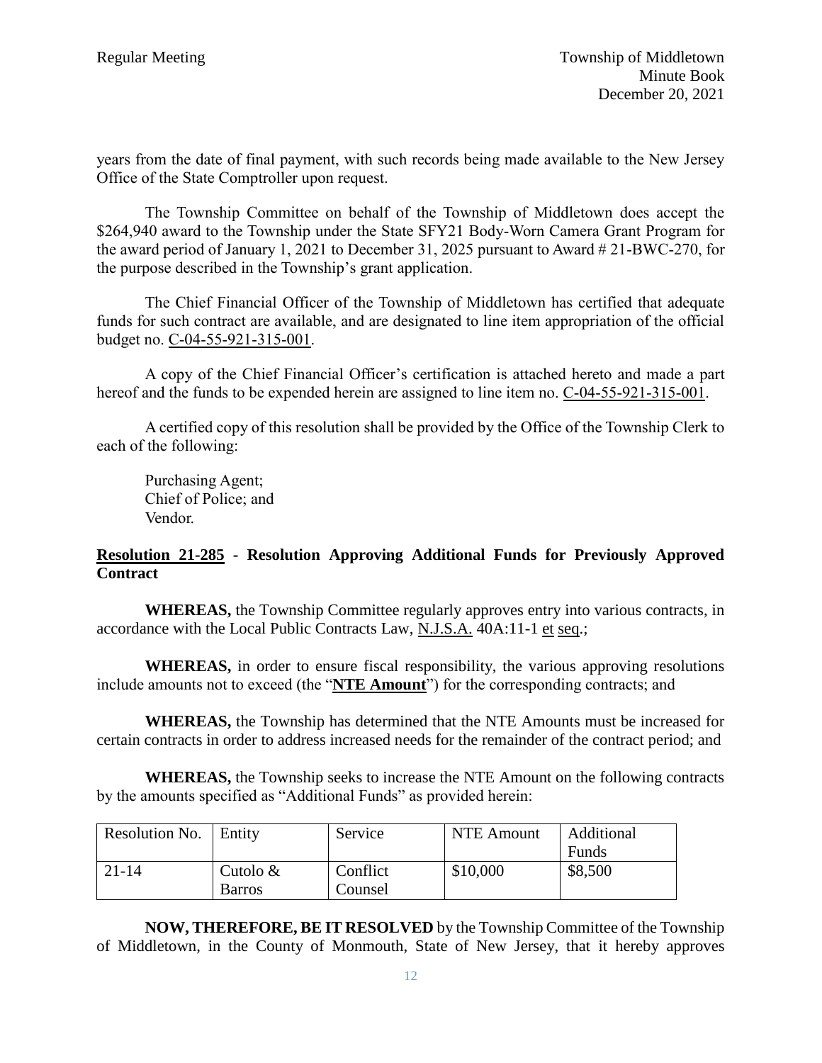years from the date of final payment, with such records being made available to the New Jersey Office of the State Comptroller upon request.

The Township Committee on behalf of the Township of Middletown does accept the $264,940 award to the Township under the State SFY21 Body-Worn Camera Grant Program for the award period of January 1, 2021 to December 31, 2025 pursuant to Award # 21-BWC-270, for the purpose described in the Township's grant application.

The Chief Financial Officer of the Township of Middletown has certified that adequate funds for such contract are available, and are designated to line item appropriation of the official budget no. C-04-55-921-315-001.

A copy of the Chief Financial Officer's certification is attached hereto and made a part hereof and the funds to be expended herein are assigned to line item no. C-04-55-921-315-001.

A certified copy of this resolution shall be provided by the Office of the Township Clerk to each of the following:

Purchasing Agent;
Chief of Police; and
Vendor.

**Resolution 21-285 - Resolution Approving Additional Funds for Previously Approved Contract**

**WHEREAS,** the Township Committee regularly approves entry into various contracts, in accordance with the Local Public Contracts Law, N.J.S.A. 40A:11-1 et seq.;

**WHEREAS,** in order to ensure fiscal responsibility, the various approving resolutions include amounts not to exceed (the "**NTE Amount**") for the corresponding contracts; and

**WHEREAS,** the Township has determined that the NTE Amounts must be increased for certain contracts in order to address increased needs for the remainder of the contract period; and

**WHEREAS,** the Township seeks to increase the NTE Amount on the following contracts by the amounts specified as "Additional Funds" as provided herein:

| Resolution No. | Entity | Service | NTE Amount | Additional Funds |
|---|---|---|---|---|
| 21-14 | Cutolo & Barros | Conflict Counsel | $10,000 | $8,500 |

**NOW, THEREFORE, BE IT RESOLVED** by the Township Committee of the Township of Middletown, in the County of Monmouth, State of New Jersey, that it hereby approves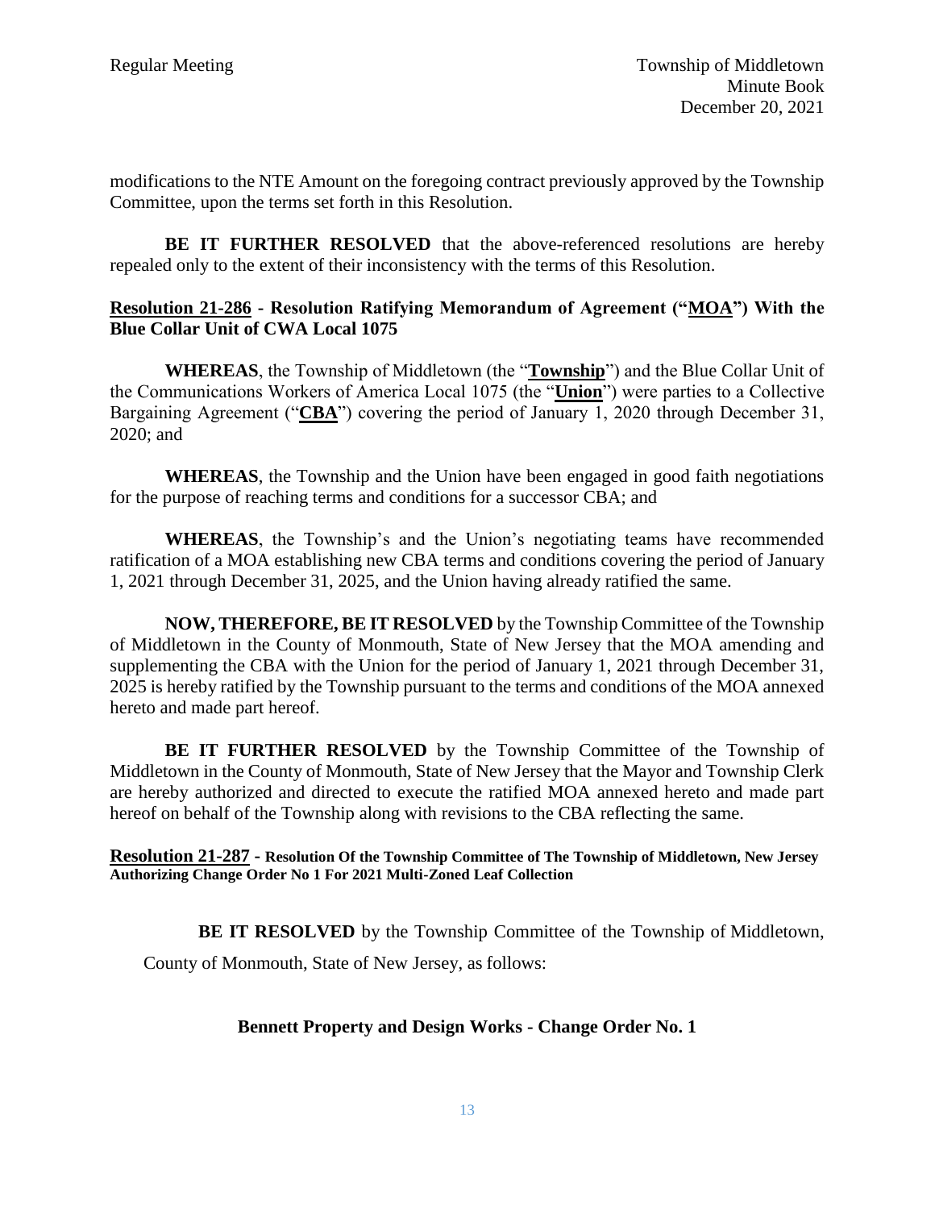modifications to the NTE Amount on the foregoing contract previously approved by the Township Committee, upon the terms set forth in this Resolution.

**BE IT FURTHER RESOLVED** that the above-referenced resolutions are hereby repealed only to the extent of their inconsistency with the terms of this Resolution.

**Resolution 21-286 - Resolution Ratifying Memorandum of Agreement ("MOA") With the Blue Collar Unit of CWA Local 1075**

**WHEREAS**, the Township of Middletown (the "**Township**") and the Blue Collar Unit of the Communications Workers of America Local 1075 (the "**Union**") were parties to a Collective Bargaining Agreement ("**CBA**") covering the period of January 1, 2020 through December 31, 2020; and

**WHEREAS**, the Township and the Union have been engaged in good faith negotiations for the purpose of reaching terms and conditions for a successor CBA; and

**WHEREAS**, the Township's and the Union's negotiating teams have recommended ratification of a MOA establishing new CBA terms and conditions covering the period of January 1, 2021 through December 31, 2025, and the Union having already ratified the same.

**NOW, THEREFORE, BE IT RESOLVED** by the Township Committee of the Township of Middletown in the County of Monmouth, State of New Jersey that the MOA amending and supplementing the CBA with the Union for the period of January 1, 2021 through December 31, 2025 is hereby ratified by the Township pursuant to the terms and conditions of the MOA annexed hereto and made part hereof.

**BE IT FURTHER RESOLVED** by the Township Committee of the Township of Middletown in the County of Monmouth, State of New Jersey that the Mayor and Township Clerk are hereby authorized and directed to execute the ratified MOA annexed hereto and made part hereof on behalf of the Township along with revisions to the CBA reflecting the same.

**Resolution 21-287 - Resolution Of the Township Committee of The Township of Middletown, New Jersey Authorizing Change Order No 1 For 2021 Multi-Zoned Leaf Collection**

**BE IT RESOLVED** by the Township Committee of the Township of Middletown, County of Monmouth, State of New Jersey, as follows:

**Bennett Property and Design Works - Change Order No. 1**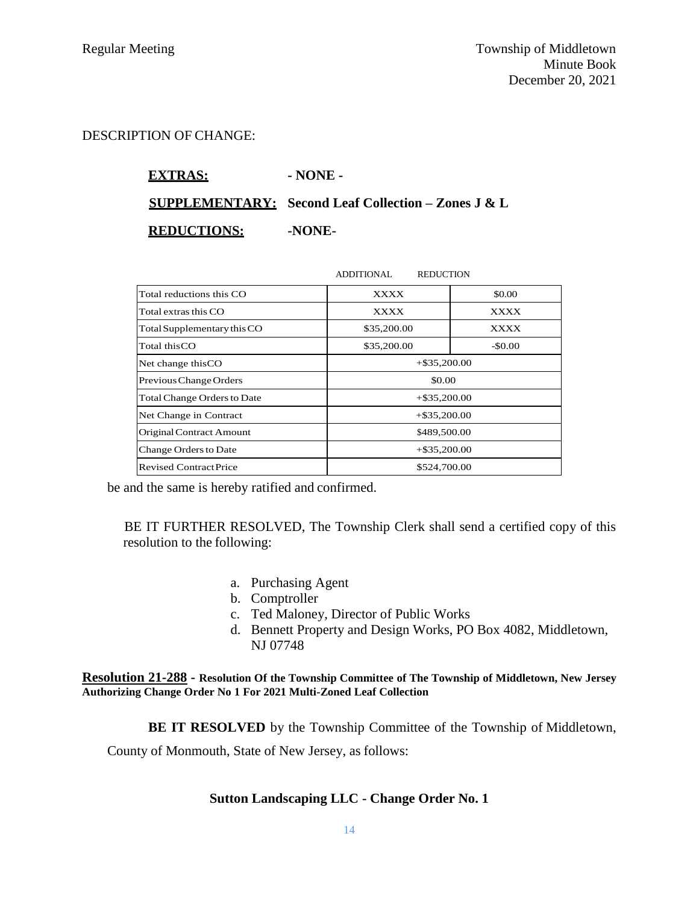DESCRIPTION OF CHANGE:

**EXTRAS:** **- NONE -**

**SUPPLEMENTARY:** **Second Leaf Collection – Zones J & L**

**REDUCTIONS:** **-NONE-**

| | ADDITIONAL | REDUCTION |
|---|---|---|
| Total reductions this CO | XXXX | $0.00 |
| Total extras this CO | XXXX | XXXX |
| Total Supplementary this CO | $35,200.00 | XXXX |
| Total this CO | $35,200.00 | -$0.00 |
| Net change this CO | +$35,200.00 | |
| Previous Change Orders | $0.00 | |
| Total Change Orders to Date | +$35,200.00 | |
| Net Change in Contract | +$35,200.00 | |
| Original Contract Amount | $489,500.00 | |
| Change Orders to Date | +$35,200.00 | |
| Revised Contract Price | $524,700.00 | |

be and the same is hereby ratified and confirmed.

BE IT FURTHER RESOLVED, The Township Clerk shall send a certified copy of this resolution to the following:

a. Purchasing Agent
b. Comptroller
c. Ted Maloney, Director of Public Works
d. Bennett Property and Design Works, PO Box 4082, Middletown, NJ 07748

**Resolution 21-288 - Resolution Of the Township Committee of The Township of Middletown, New Jersey Authorizing Change Order No 1 For 2021 Multi-Zoned Leaf Collection**

**BE IT RESOLVED** by the Township Committee of the Township of Middletown, County of Monmouth, State of New Jersey, as follows:

**Sutton Landscaping LLC - Change Order No. 1**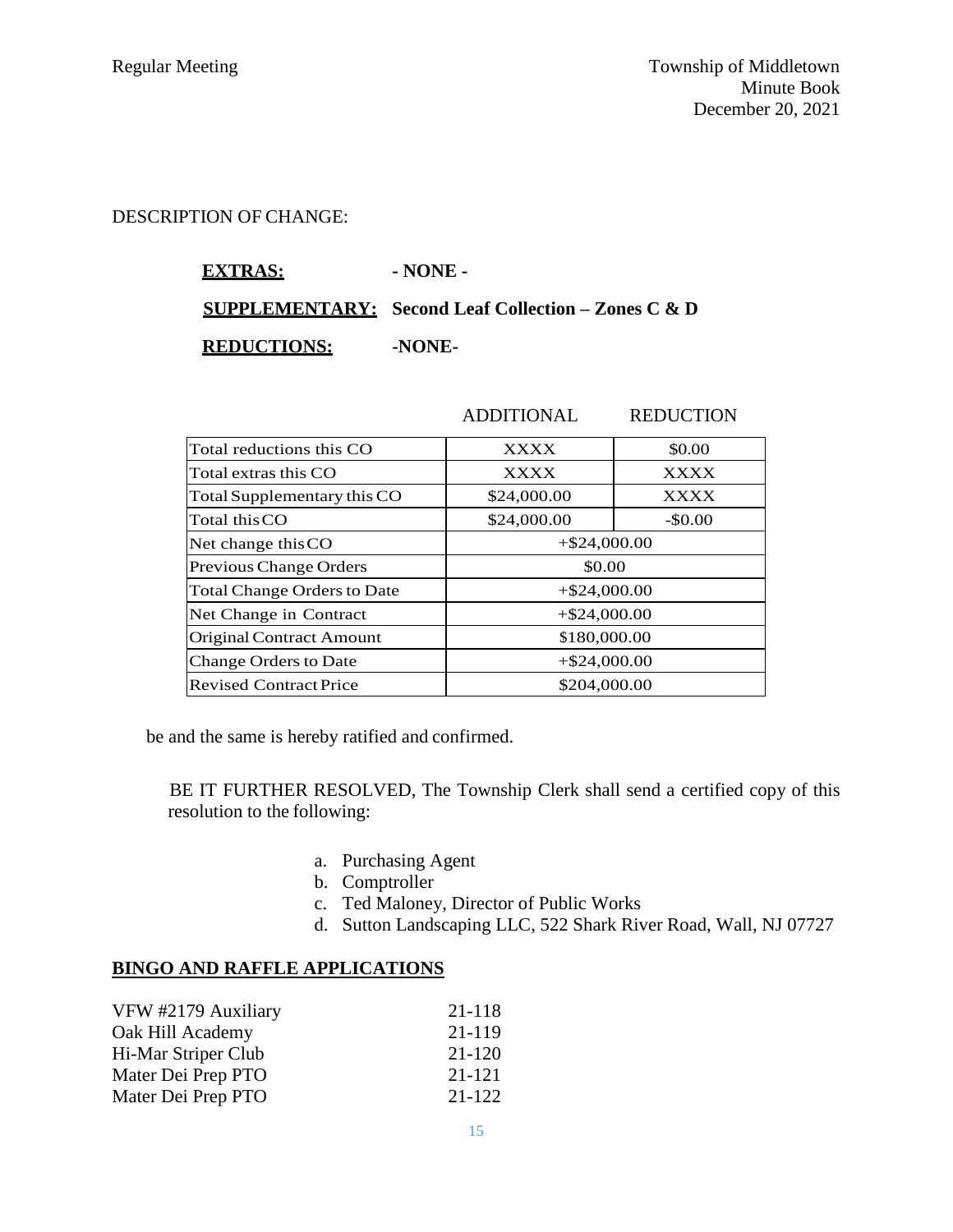DESCRIPTION OF CHANGE:

**EXTRAS:** **- NONE -**

**SUPPLEMENTARY:** **Second Leaf Collection – Zones C & D**

**REDUCTIONS:** **-NONE-**

| | ADDITIONAL | REDUCTION |
|---|---|---|
| Total reductions this CO | XXXX | $0.00 |
| Total extras this CO | XXXX | XXXX |
| Total Supplementary this CO | $24,000.00 | XXXX |
| Total this CO | $24,000.00 | -$0.00 |
| Net change this CO | +$24,000.00 | |
| Previous Change Orders | $0.00 | |
| Total Change Orders to Date | +$24,000.00 | |
| Net Change in Contract | +$24,000.00 | |
| Original Contract Amount | $180,000.00 | |
| Change Orders to Date | +$24,000.00 | |
| Revised Contract Price | $204,000.00 | |

be and the same is hereby ratified and confirmed.

BE IT FURTHER RESOLVED, The Township Clerk shall send a certified copy of this resolution to the following:

a. Purchasing Agent
b. Comptroller
c. Ted Maloney, Director of Public Works
d. Sutton Landscaping LLC, 522 Shark River Road, Wall, NJ 07727

## **BINGO AND RAFFLE APPLICATIONS**

| | |
|---|---|
| VFW #2179 Auxiliary | 21-118 |
| Oak Hill Academy | 21-119 |
| Hi-Mar Striper Club | 21-120 |
| Mater Dei Prep PTO | 21-121 |
| Mater Dei Prep PTO | 21-122 |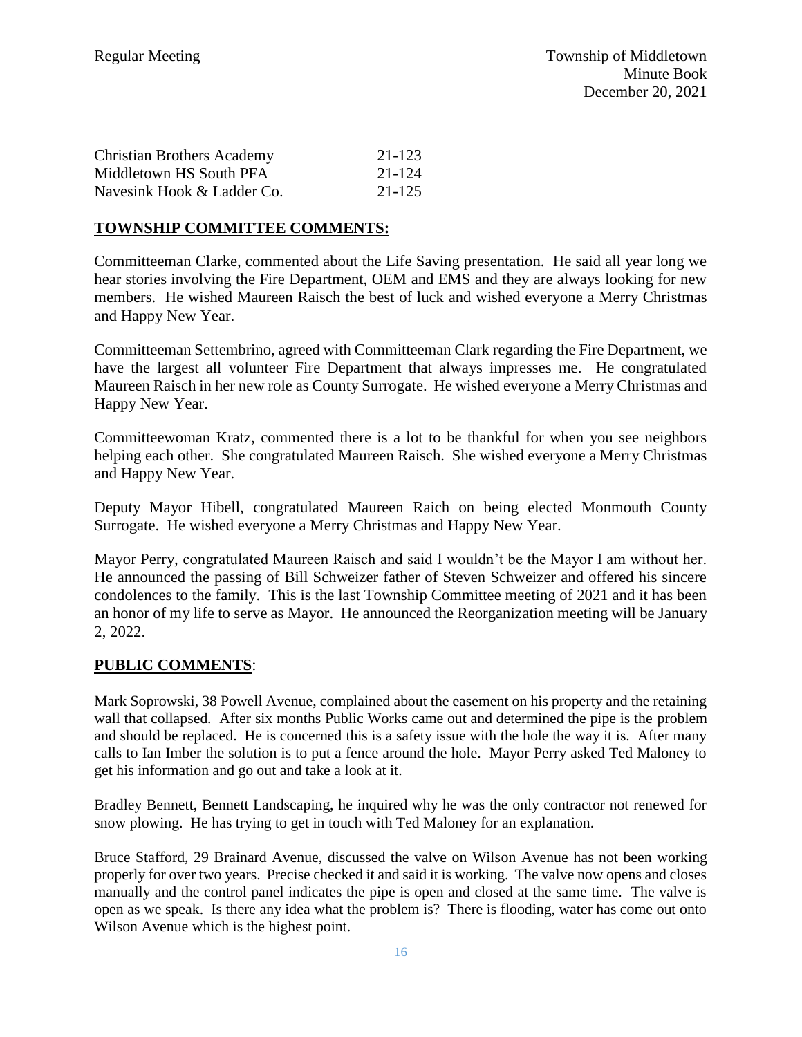| | |
|---|---|
| Christian Brothers Academy | 21-123 |
| Middletown HS South PFA | 21-124 |
| Navesink Hook & Ladder Co. | 21-125 |

**TOWNSHIP COMMITTEE COMMENTS:**

Committeeman Clarke, commented about the Life Saving presentation. He said all year long we hear stories involving the Fire Department, OEM and EMS and they are always looking for new members. He wished Maureen Raisch the best of luck and wished everyone a Merry Christmas and Happy New Year.

Committeeman Settembrino, agreed with Committeeman Clark regarding the Fire Department, we have the largest all volunteer Fire Department that always impresses me. He congratulated Maureen Raisch in her new role as County Surrogate. He wished everyone a Merry Christmas and Happy New Year.

Committeewoman Kratz, commented there is a lot to be thankful for when you see neighbors helping each other. She congratulated Maureen Raisch. She wished everyone a Merry Christmas and Happy New Year.

Deputy Mayor Hibell, congratulated Maureen Raich on being elected Monmouth County Surrogate. He wished everyone a Merry Christmas and Happy New Year.

Mayor Perry, congratulated Maureen Raisch and said I wouldn't be the Mayor I am without her. He announced the passing of Bill Schweizer father of Steven Schweizer and offered his sincere condolences to the family. This is the last Township Committee meeting of 2021 and it has been an honor of my life to serve as Mayor. He announced the Reorganization meeting will be January 2, 2022.

**PUBLIC COMMENTS**:

Mark Soprowski, 38 Powell Avenue, complained about the easement on his property and the retaining wall that collapsed. After six months Public Works came out and determined the pipe is the problem and should be replaced. He is concerned this is a safety issue with the hole the way it is. After many calls to Ian Imber the solution is to put a fence around the hole. Mayor Perry asked Ted Maloney to get his information and go out and take a look at it.

Bradley Bennett, Bennett Landscaping, he inquired why he was the only contractor not renewed for snow plowing. He has trying to get in touch with Ted Maloney for an explanation.

Bruce Stafford, 29 Brainard Avenue, discussed the valve on Wilson Avenue has not been working properly for over two years. Precise checked it and said it is working. The valve now opens and closes manually and the control panel indicates the pipe is open and closed at the same time. The valve is open as we speak. Is there any idea what the problem is? There is flooding, water has come out onto Wilson Avenue which is the highest point.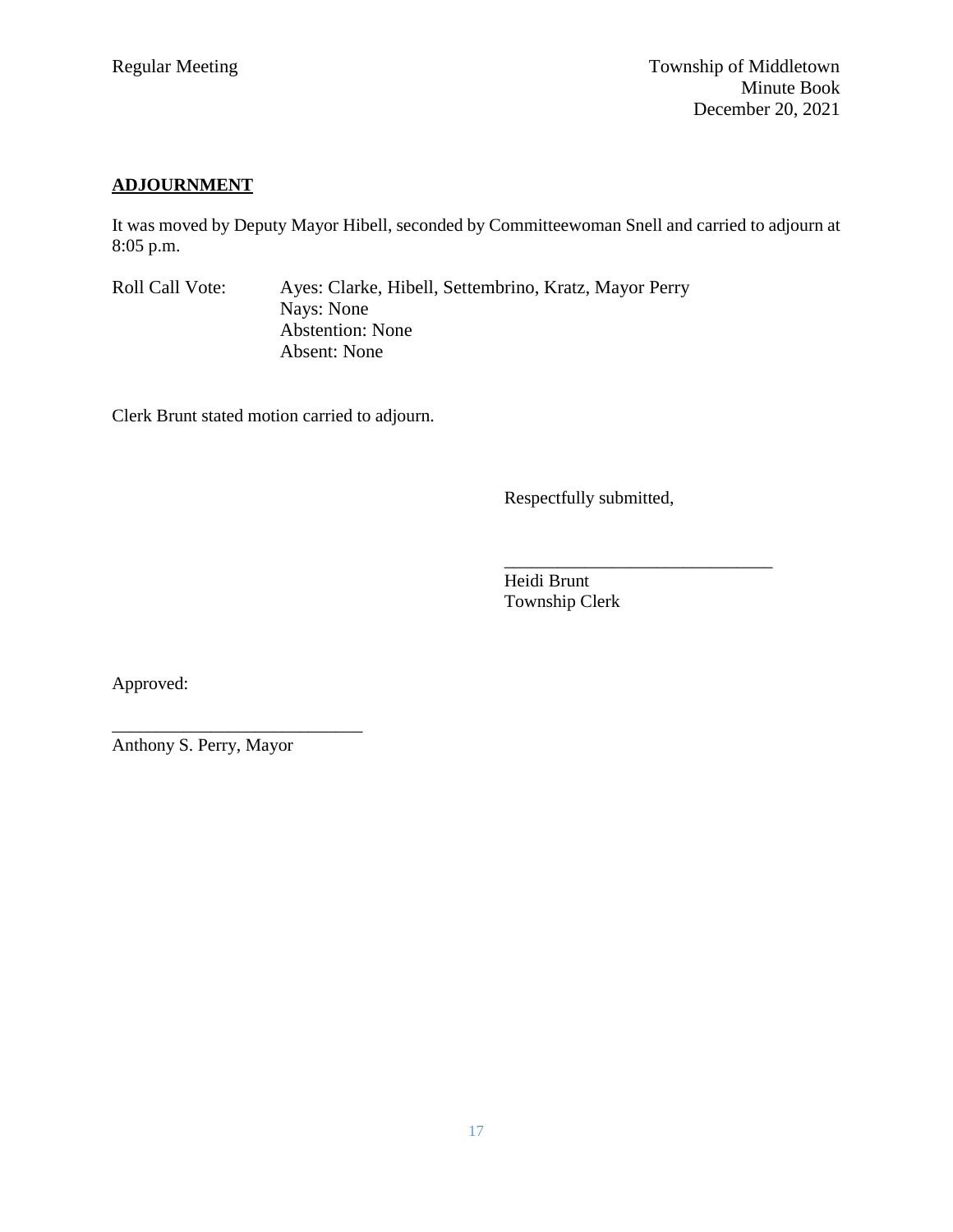**ADJOURNMENT**

It was moved by Deputy Mayor Hibell, seconded by Committeewoman Snell and carried to adjourn at 8:05 p.m.

Roll Call Vote: Ayes: Clarke, Hibell, Settembrino, Kratz, Mayor Perry
Nays: None
Abstention: None
Absent: None

Clerk Brunt stated motion carried to adjourn.

Respectfully submitted,

\_\_\_\_\_\_\_\_\_\_\_\_\_\_\_\_\_\_\_\_\_\_\_\_\_\_\_\_\_\_
Heidi Brunt
Township Clerk

Approved:

\_\_\_\_\_\_\_\_\_\_\_\_\_\_\_\_\_\_\_\_\_\_\_\_\_\_\_\_
Anthony S. Perry, Mayor